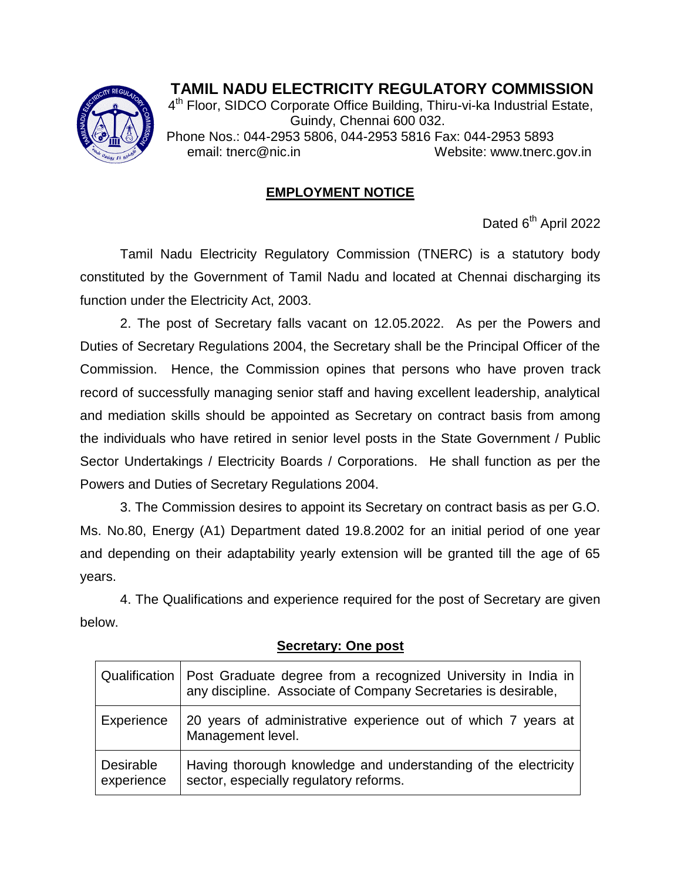# TAMIL NADU ELECTRICITY REGULATORY COMMISSION

4th Floor, SIDCO Corporate Office Building, Thiru-vi-ka Industrial Estate, Guindy, Chennai 600 032.
Phone Nos.: 044-2953 5806, 044-2953 5816 Fax: 044-2953 5893
email: tnerc@nic.in Website: www.tnerc.gov.in

## EMPLOYMENT NOTICE

Dated 6th April 2022

Tamil Nadu Electricity Regulatory Commission (TNERC) is a statutory body constituted by the Government of Tamil Nadu and located at Chennai discharging its function under the Electricity Act, 2003.

2. The post of Secretary falls vacant on 12.05.2022. As per the Powers and Duties of Secretary Regulations 2004, the Secretary shall be the Principal Officer of the Commission. Hence, the Commission opines that persons who have proven track record of successfully managing senior staff and having excellent leadership, analytical and mediation skills should be appointed as Secretary on contract basis from among the individuals who have retired in senior level posts in the State Government / Public Sector Undertakings / Electricity Boards / Corporations. He shall function as per the Powers and Duties of Secretary Regulations 2004.

3. The Commission desires to appoint its Secretary on contract basis as per G.O. Ms. No.80, Energy (A1) Department dated 19.8.2002 for an initial period of one year and depending on their adaptability yearly extension will be granted till the age of 65 years.

4. The Qualifications and experience required for the post of Secretary are given below.

**Secretary: One post**

| | |
|---|---|
| Qualification | Post Graduate degree from a recognized University in India in any discipline. Associate of Company Secretaries is desirable, |
| Experience | 20 years of administrative experience out of which 7 years at Management level. |
| Desirable experience | Having thorough knowledge and understanding of the electricity sector, especially regulatory reforms. |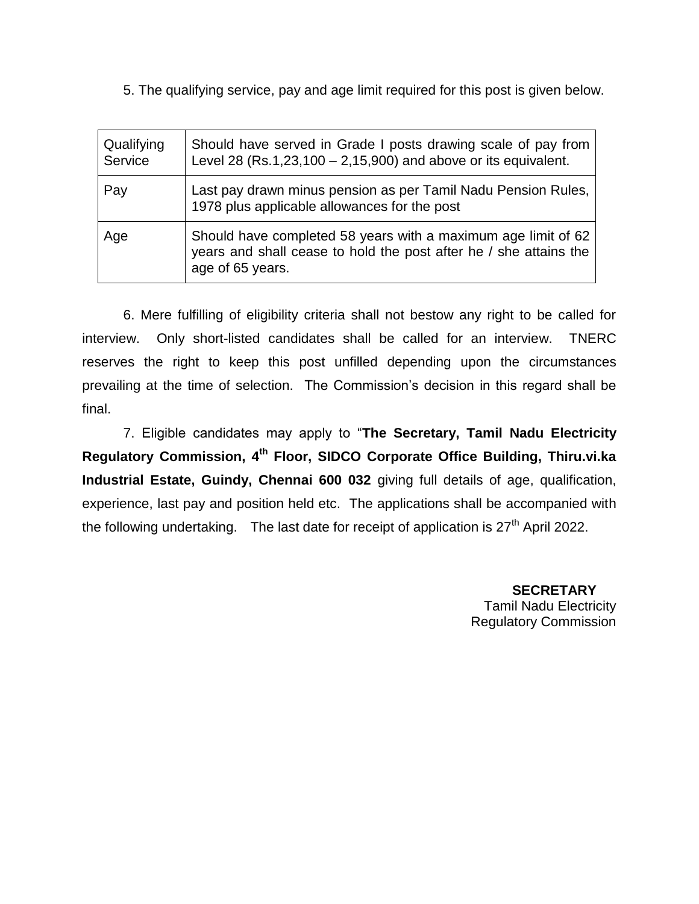5. The qualifying service, pay and age limit required for this post is given below.

| | |
|---|---|
| Qualifying Service | Should have served in Grade I posts drawing scale of pay from Level 28 (Rs.1,23,100 – 2,15,900) and above or its equivalent. |
| Pay | Last pay drawn minus pension as per Tamil Nadu Pension Rules, 1978 plus applicable allowances for the post |
| Age | Should have completed 58 years with a maximum age limit of 62 years and shall cease to hold the post after he / she attains the age of 65 years. |

6. Mere fulfilling of eligibility criteria shall not bestow any right to be called for interview. Only short-listed candidates shall be called for an interview. TNERC reserves the right to keep this post unfilled depending upon the circumstances prevailing at the time of selection. The Commission's decision in this regard shall be final.

7. Eligible candidates may apply to "**The Secretary, Tamil Nadu Electricity Regulatory Commission, 4th Floor, SIDCO Corporate Office Building, Thiru.vi.ka Industrial Estate, Guindy, Chennai 600 032** giving full details of age, qualification, experience, last pay and position held etc. The applications shall be accompanied with the following undertaking. The last date for receipt of application is 27th April 2022.

**SECRETARY**
Tamil Nadu Electricity
Regulatory Commission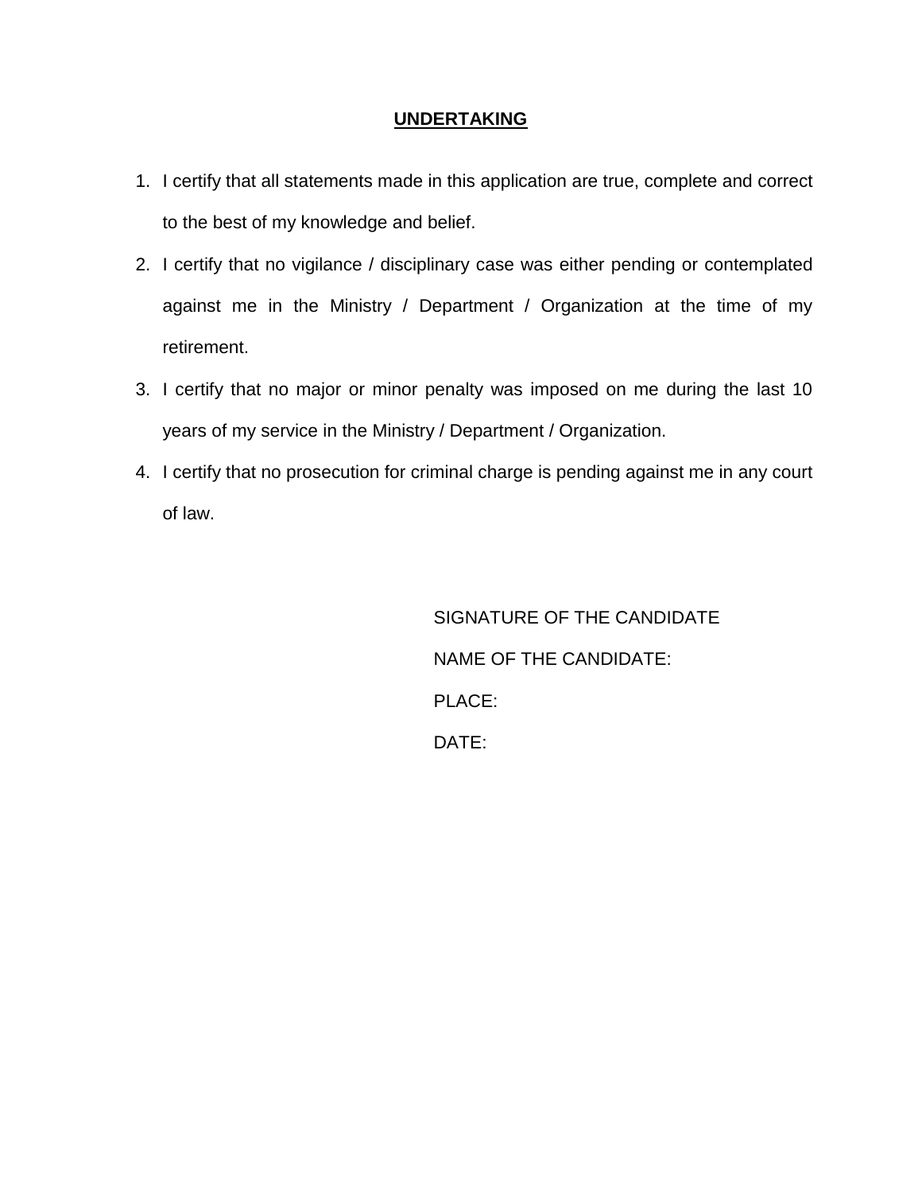**UNDERTAKING**

1. I certify that all statements made in this application are true, complete and correct to the best of my knowledge and belief.
2. I certify that no vigilance / disciplinary case was either pending or contemplated against me in the Ministry / Department / Organization at the time of my retirement.
3. I certify that no major or minor penalty was imposed on me during the last 10 years of my service in the Ministry / Department / Organization.
4. I certify that no prosecution for criminal charge is pending against me in any court of law.

SIGNATURE OF THE CANDIDATE

NAME OF THE CANDIDATE:

PLACE:

DATE: